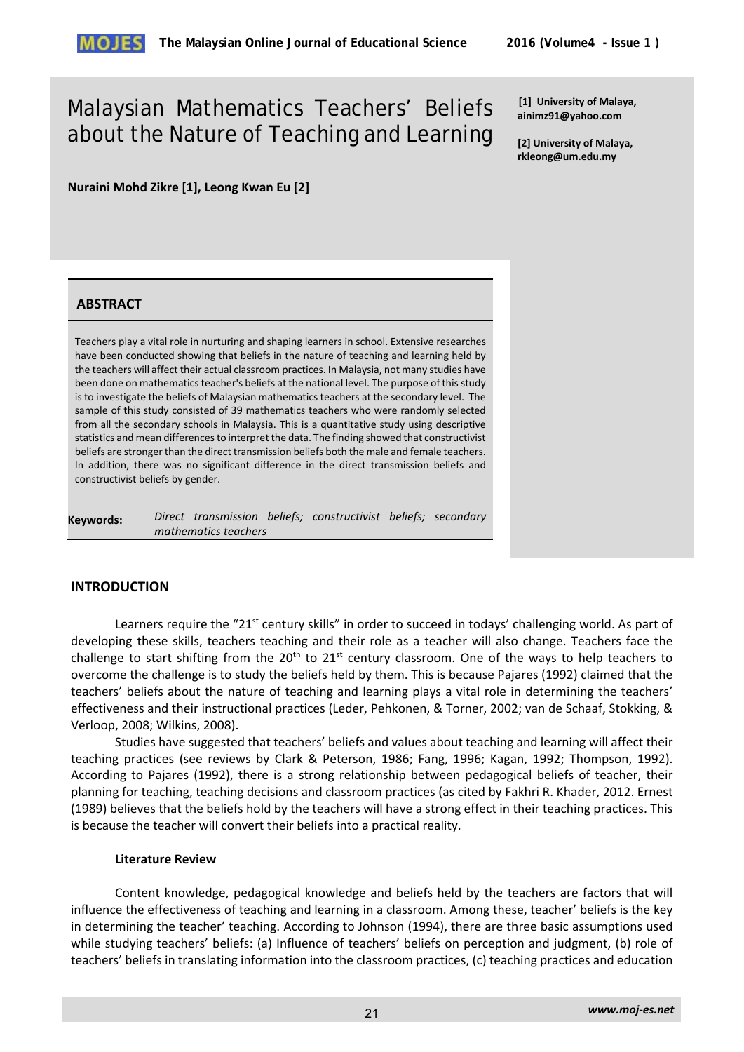# Malaysian Mathematics Teachers' Beliefs about the Nature of Teaching and Learning

[1] University of Malaya, ainimz91@yahoo.com

[2] University of Malaya, rkleong@um.edu.my

**Nuraini Mohd Zikre [1], Leong Kwan Eu [2]**

## ABSTRACT

Teachers play a vital role in nurturing and shaping learners in school. Extensive researches have been conducted showing that beliefs in the nature of teaching and learning held by the teachers will affect their actual classroom practices. In Malaysia, not many studies have been done on mathematics teacher's beliefs at the national level. The purpose of this study is to investigate the beliefs of Malaysian mathematics teachers at the secondary level. The sample of this study consisted of 39 mathematics teachers who were randomly selected from all the secondary schools in Malaysia. This is a quantitative study using descriptive statistics and mean differences to interpret the data. The finding showed that constructivist beliefs are stronger than the direct transmission beliefs both the male and female teachers. In addition, there was no significant difference in the direct transmission beliefs and constructivist beliefs by gender.

**Keywords:** *Direct transmission beliefs; constructivist beliefs; secondary mathematics teachers*

## INTRODUCTION

Learners require the "21st century skills" in order to succeed in todays' challenging world. As part of developing these skills, teachers teaching and their role as a teacher will also change. Teachers face the challenge to start shifting from the 20th to 21st century classroom. One of the ways to help teachers to overcome the challenge is to study the beliefs held by them. This is because Pajares (1992) claimed that the teachers' beliefs about the nature of teaching and learning plays a vital role in determining the teachers' effectiveness and their instructional practices (Leder, Pehkonen, & Torner, 2002; van de Schaaf, Stokking, & Verloop, 2008; Wilkins, 2008).

Studies have suggested that teachers' beliefs and values about teaching and learning will affect their teaching practices (see reviews by Clark & Peterson, 1986; Fang, 1996; Kagan, 1992; Thompson, 1992). According to Pajares (1992), there is a strong relationship between pedagogical beliefs of teacher, their planning for teaching, teaching decisions and classroom practices (as cited by Fakhri R. Khader, 2012. Ernest (1989) believes that the beliefs hold by the teachers will have a strong effect in their teaching practices. This is because the teacher will convert their beliefs into a practical reality.

### Literature Review

Content knowledge, pedagogical knowledge and beliefs held by the teachers are factors that will influence the effectiveness of teaching and learning in a classroom. Among these, teacher' beliefs is the key in determining the teacher' teaching. According to Johnson (1994), there are three basic assumptions used while studying teachers' beliefs: (a) Influence of teachers' beliefs on perception and judgment, (b) role of teachers' beliefs in translating information into the classroom practices, (c) teaching practices and education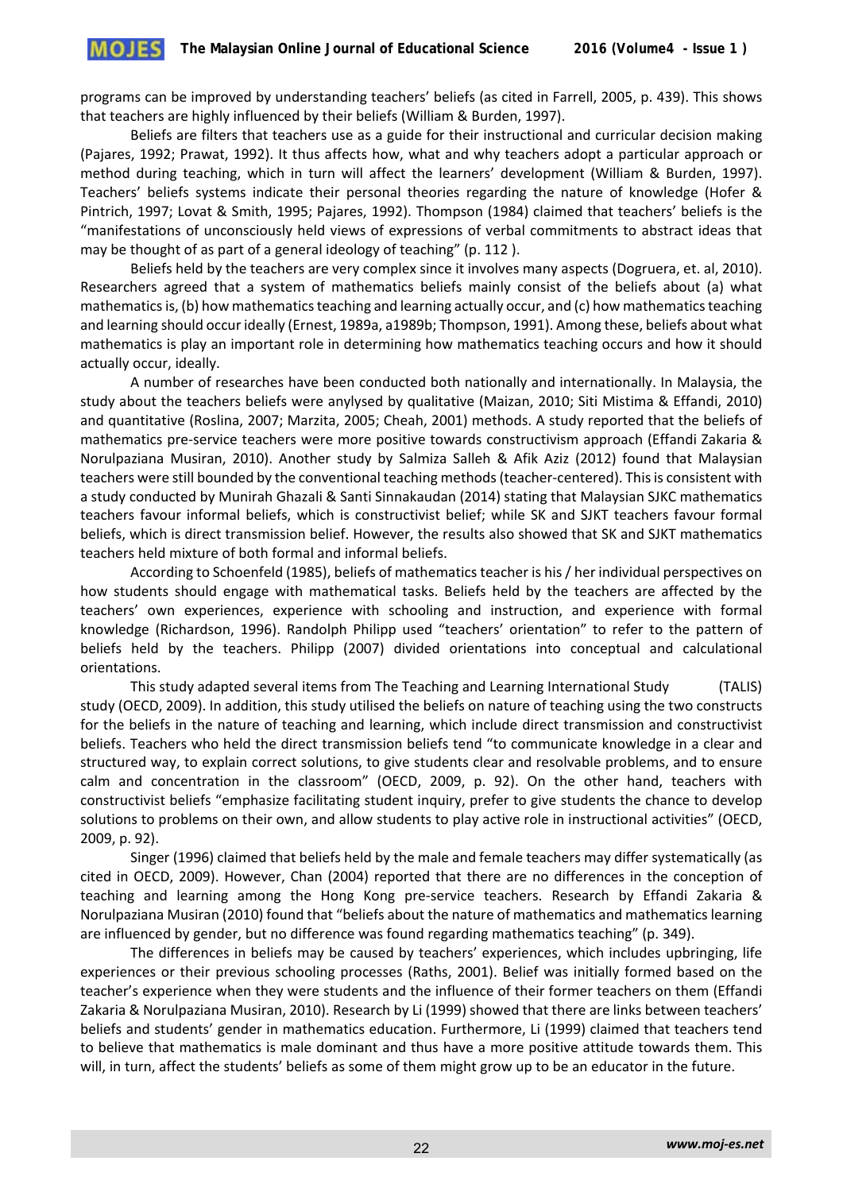programs can be improved by understanding teachers' beliefs (as cited in Farrell, 2005, p. 439). This shows that teachers are highly influenced by their beliefs (William & Burden, 1997).

Beliefs are filters that teachers use as a guide for their instructional and curricular decision making (Pajares, 1992; Prawat, 1992). It thus affects how, what and why teachers adopt a particular approach or method during teaching, which in turn will affect the learners' development (William & Burden, 1997). Teachers' beliefs systems indicate their personal theories regarding the nature of knowledge (Hofer & Pintrich, 1997; Lovat & Smith, 1995; Pajares, 1992). Thompson (1984) claimed that teachers' beliefs is the "manifestations of unconsciously held views of expressions of verbal commitments to abstract ideas that may be thought of as part of a general ideology of teaching" (p. 112 ).

Beliefs held by the teachers are very complex since it involves many aspects (Dogruera, et. al, 2010). Researchers agreed that a system of mathematics beliefs mainly consist of the beliefs about (a) what mathematics is, (b) how mathematics teaching and learning actually occur, and (c) how mathematics teaching and learning should occur ideally (Ernest, 1989a, a1989b; Thompson, 1991). Among these, beliefs about what mathematics is play an important role in determining how mathematics teaching occurs and how it should actually occur, ideally.

A number of researches have been conducted both nationally and internationally. In Malaysia, the study about the teachers beliefs were anylysed by qualitative (Maizan, 2010; Siti Mistima & Effandi, 2010) and quantitative (Roslina, 2007; Marzita, 2005; Cheah, 2001) methods. A study reported that the beliefs of mathematics pre-service teachers were more positive towards constructivism approach (Effandi Zakaria & Norulpaziana Musiran, 2010). Another study by Salmiza Salleh & Afik Aziz (2012) found that Malaysian teachers were still bounded by the conventional teaching methods (teacher-centered). This is consistent with a study conducted by Munirah Ghazali & Santi Sinnakaudan (2014) stating that Malaysian SJKC mathematics teachers favour informal beliefs, which is constructivist belief; while SK and SJKT teachers favour formal beliefs, which is direct transmission belief. However, the results also showed that SK and SJKT mathematics teachers held mixture of both formal and informal beliefs.

According to Schoenfeld (1985), beliefs of mathematics teacher is his / her individual perspectives on how students should engage with mathematical tasks. Beliefs held by the teachers are affected by the teachers' own experiences, experience with schooling and instruction, and experience with formal knowledge (Richardson, 1996). Randolph Philipp used "teachers' orientation" to refer to the pattern of beliefs held by the teachers. Philipp (2007) divided orientations into conceptual and calculational orientations.

This study adapted several items from The Teaching and Learning International Study (TALIS) study (OECD, 2009). In addition, this study utilised the beliefs on nature of teaching using the two constructs for the beliefs in the nature of teaching and learning, which include direct transmission and constructivist beliefs. Teachers who held the direct transmission beliefs tend "to communicate knowledge in a clear and structured way, to explain correct solutions, to give students clear and resolvable problems, and to ensure calm and concentration in the classroom" (OECD, 2009, p. 92). On the other hand, teachers with constructivist beliefs "emphasize facilitating student inquiry, prefer to give students the chance to develop solutions to problems on their own, and allow students to play active role in instructional activities" (OECD, 2009, p. 92).

Singer (1996) claimed that beliefs held by the male and female teachers may differ systematically (as cited in OECD, 2009). However, Chan (2004) reported that there are no differences in the conception of teaching and learning among the Hong Kong pre-service teachers. Research by Effandi Zakaria & Norulpaziana Musiran (2010) found that "beliefs about the nature of mathematics and mathematics learning are influenced by gender, but no difference was found regarding mathematics teaching" (p. 349).

The differences in beliefs may be caused by teachers' experiences, which includes upbringing, life experiences or their previous schooling processes (Raths, 2001). Belief was initially formed based on the teacher's experience when they were students and the influence of their former teachers on them (Effandi Zakaria & Norulpaziana Musiran, 2010). Research by Li (1999) showed that there are links between teachers' beliefs and students' gender in mathematics education. Furthermore, Li (1999) claimed that teachers tend to believe that mathematics is male dominant and thus have a more positive attitude towards them. This will, in turn, affect the students' beliefs as some of them might grow up to be an educator in the future.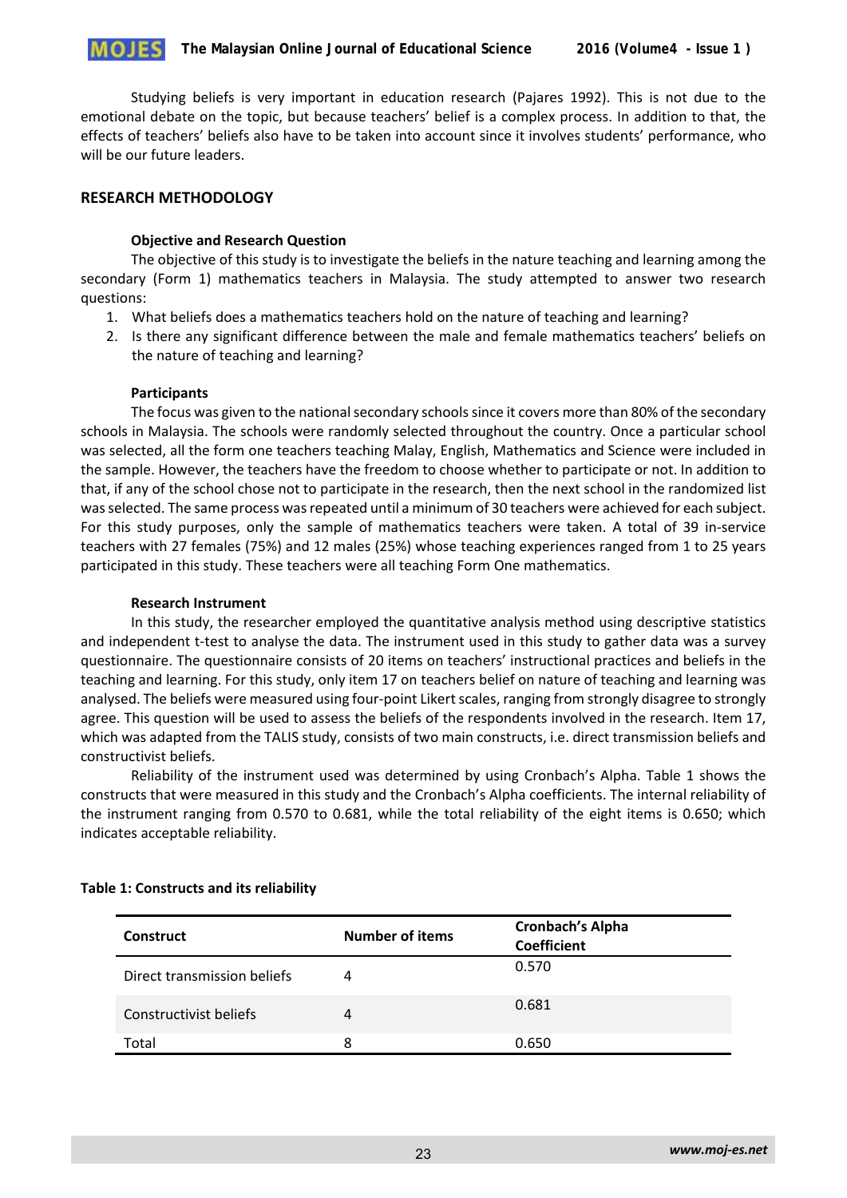Studying beliefs is very important in education research (Pajares 1992). This is not due to the emotional debate on the topic, but because teachers' belief is a complex process. In addition to that, the effects of teachers' beliefs also have to be taken into account since it involves students' performance, who will be our future leaders.

## RESEARCH METHODOLOGY

### Objective and Research Question

The objective of this study is to investigate the beliefs in the nature teaching and learning among the secondary (Form 1) mathematics teachers in Malaysia. The study attempted to answer two research questions:

1. What beliefs does a mathematics teachers hold on the nature of teaching and learning?
2. Is there any significant difference between the male and female mathematics teachers' beliefs on the nature of teaching and learning?

### Participants

The focus was given to the national secondary schools since it covers more than 80% of the secondary schools in Malaysia. The schools were randomly selected throughout the country. Once a particular school was selected, all the form one teachers teaching Malay, English, Mathematics and Science were included in the sample. However, the teachers have the freedom to choose whether to participate or not. In addition to that, if any of the school chose not to participate in the research, then the next school in the randomized list was selected. The same process was repeated until a minimum of 30 teachers were achieved for each subject. For this study purposes, only the sample of mathematics teachers were taken. A total of 39 in-service teachers with 27 females (75%) and 12 males (25%) whose teaching experiences ranged from 1 to 25 years participated in this study. These teachers were all teaching Form One mathematics.

### Research Instrument

In this study, the researcher employed the quantitative analysis method using descriptive statistics and independent t-test to analyse the data. The instrument used in this study to gather data was a survey questionnaire. The questionnaire consists of 20 items on teachers' instructional practices and beliefs in the teaching and learning. For this study, only item 17 on teachers belief on nature of teaching and learning was analysed. The beliefs were measured using four-point Likert scales, ranging from strongly disagree to strongly agree. This question will be used to assess the beliefs of the respondents involved in the research. Item 17, which was adapted from the TALIS study, consists of two main constructs, i.e. direct transmission beliefs and constructivist beliefs.

Reliability of the instrument used was determined by using Cronbach's Alpha. Table 1 shows the constructs that were measured in this study and the Cronbach's Alpha coefficients. The internal reliability of the instrument ranging from 0.570 to 0.681, while the total reliability of the eight items is 0.650; which indicates acceptable reliability.

**Table 1: Constructs and its reliability**

| Construct | Number of items | Cronbach's Alpha Coefficient |
|---|---|---|
| Direct transmission beliefs | 4 | 0.570 |
| Constructivist beliefs | 4 | 0.681 |
| Total | 8 | 0.650 |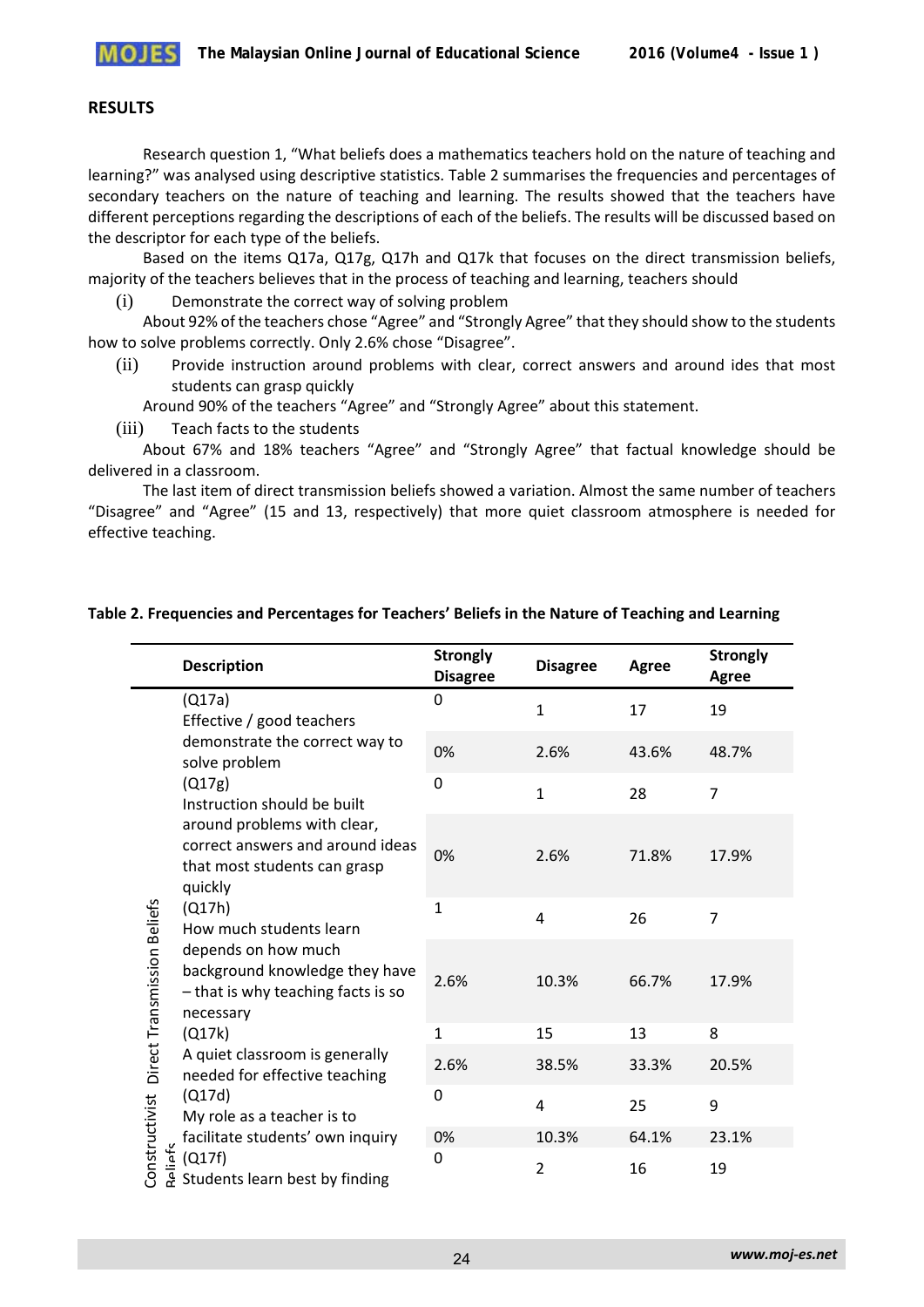## RESULTS

Research question 1, "What beliefs does a mathematics teachers hold on the nature of teaching and learning?" was analysed using descriptive statistics. Table 2 summarises the frequencies and percentages of secondary teachers on the nature of teaching and learning. The results showed that the teachers have different perceptions regarding the descriptions of each of the beliefs. The results will be discussed based on the descriptor for each type of the beliefs.

Based on the items Q17a, Q17g, Q17h and Q17k that focuses on the direct transmission beliefs, majority of the teachers believes that in the process of teaching and learning, teachers should

(i) Demonstrate the correct way of solving problem

About 92% of the teachers chose "Agree" and "Strongly Agree" that they should show to the students how to solve problems correctly. Only 2.6% chose "Disagree".

(ii) Provide instruction around problems with clear, correct answers and around ides that most students can grasp quickly

Around 90% of the teachers "Agree" and "Strongly Agree" about this statement.

(iii) Teach facts to the students

About 67% and 18% teachers "Agree" and "Strongly Agree" that factual knowledge should be delivered in a classroom.

The last item of direct transmission beliefs showed a variation. Almost the same number of teachers "Disagree" and "Agree" (15 and 13, respectively) that more quiet classroom atmosphere is needed for effective teaching.

**Table 2. Frequencies and Percentages for Teachers' Beliefs in the Nature of Teaching and Learning**

| | Description | Strongly Disagree | Disagree | Agree | Strongly Agree |
|---|---|---|---|---|---|
| Direct Transmission Beliefs | (Q17a) Effective / good teachers demonstrate the correct way to solve problem | 0 | 1 | 17 | 19 |
| | | 0% | 2.6% | 43.6% | 48.7% |
| | (Q17g) Instruction should be built around problems with clear, correct answers and around ideas that most students can grasp quickly | 0 | 1 | 28 | 7 |
| | | 0% | 2.6% | 71.8% | 17.9% |
| | (Q17h) How much students learn depends on how much background knowledge they have – that is why teaching facts is so necessary | 1 | 4 | 26 | 7 |
| | | 2.6% | 10.3% | 66.7% | 17.9% |
| | (Q17k) A quiet classroom is generally needed for effective teaching | 1 | 15 | 13 | 8 |
| | | 2.6% | 38.5% | 33.3% | 20.5% |
| Constructivist Beliefs | (Q17d) My role as a teacher is to facilitate students' own inquiry | 0 | 4 | 25 | 9 |
| | | 0% | 10.3% | 64.1% | 23.1% |
| | (Q17f) Students learn best by finding | 0 | 2 | 16 | 19 |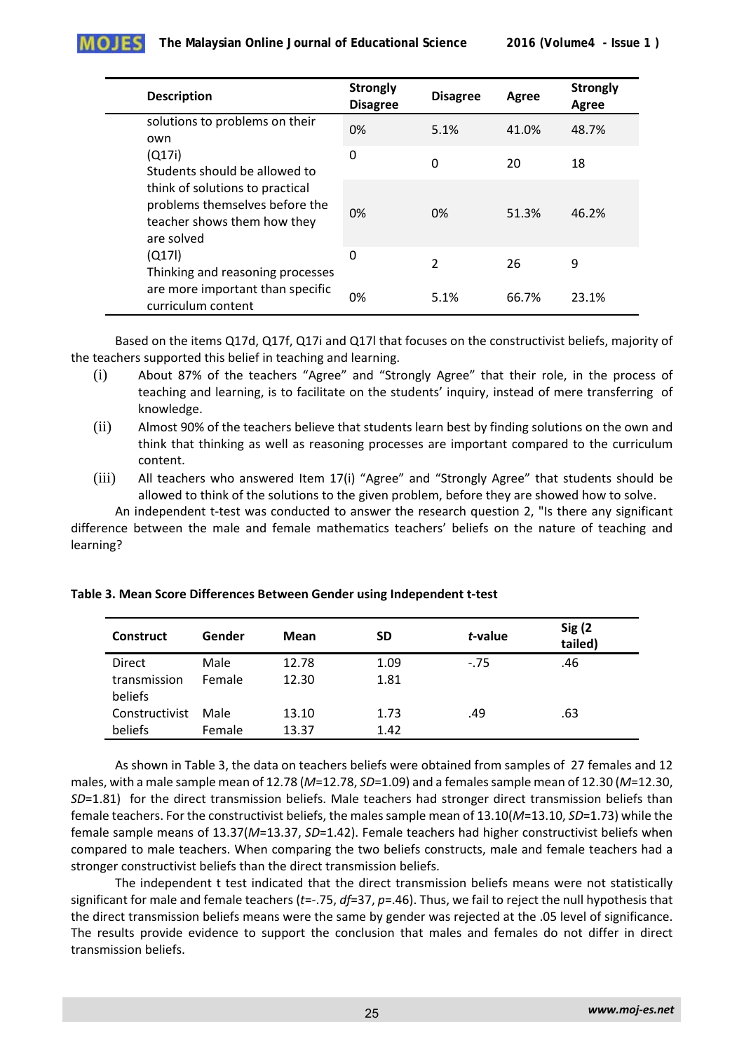| Description | Strongly Disagree | Disagree | Agree | Strongly Agree |
| --- | --- | --- | --- | --- |
| solutions to problems on their own | 0% | 5.1% | 41.0% | 48.7% |
| (Q17i) | 0 | 0 | 20 | 18 |
| Students should be allowed to think of solutions to practical problems themselves before the teacher shows them how they are solved | 0% | 0% | 51.3% | 46.2% |
| (Q17l) | 0 | 2 | 26 | 9 |
| Thinking and reasoning processes are more important than specific curriculum content | 0% | 5.1% | 66.7% | 23.1% |

Based on the items Q17d, Q17f, Q17i and Q17l that focuses on the constructivist beliefs, majority of the teachers supported this belief in teaching and learning.

(i) About 87% of the teachers "Agree" and "Strongly Agree" that their role, in the process of teaching and learning, is to facilitate on the students' inquiry, instead of mere transferring of knowledge.

(ii) Almost 90% of the teachers believe that students learn best by finding solutions on the own and think that thinking as well as reasoning processes are important compared to the curriculum content.

(iii) All teachers who answered Item 17(i) "Agree" and "Strongly Agree" that students should be allowed to think of the solutions to the given problem, before they are showed how to solve.

An independent t-test was conducted to answer the research question 2, "Is there any significant difference between the male and female mathematics teachers' beliefs on the nature of teaching and learning?

**Table 3. Mean Score Differences Between Gender using Independent t-test**

| Construct | Gender | Mean | SD | *t*-value | Sig (2 tailed) |
| --- | --- | --- | --- | --- | --- |
| Direct transmission beliefs | Male | 12.78 | 1.09 | -.75 | .46 |
| | Female | 12.30 | 1.81 | | |
| Constructivist beliefs | Male | 13.10 | 1.73 | .49 | .63 |
| | Female | 13.37 | 1.42 | | |

As shown in Table 3, the data on teachers beliefs were obtained from samples of 27 females and 12 males, with a male sample mean of 12.78 ($M$=12.78, $SD$=1.09) and a females sample mean of 12.30 ($M$=12.30, $SD$=1.81) for the direct transmission beliefs. Male teachers had stronger direct transmission beliefs than female teachers. For the constructivist beliefs, the males sample mean of 13.10($M$=13.10, $SD$=1.73) while the female sample means of 13.37($M$=13.37, $SD$=1.42). Female teachers had higher constructivist beliefs when compared to male teachers. When comparing the two beliefs constructs, male and female teachers had a stronger constructivist beliefs than the direct transmission beliefs.

The independent t test indicated that the direct transmission beliefs means were not statistically significant for male and female teachers ($t$=-.75, $df$=37, $p$=.46). Thus, we fail to reject the null hypothesis that the direct transmission beliefs means were the same by gender was rejected at the .05 level of significance. The results provide evidence to support the conclusion that males and females do not differ in direct transmission beliefs.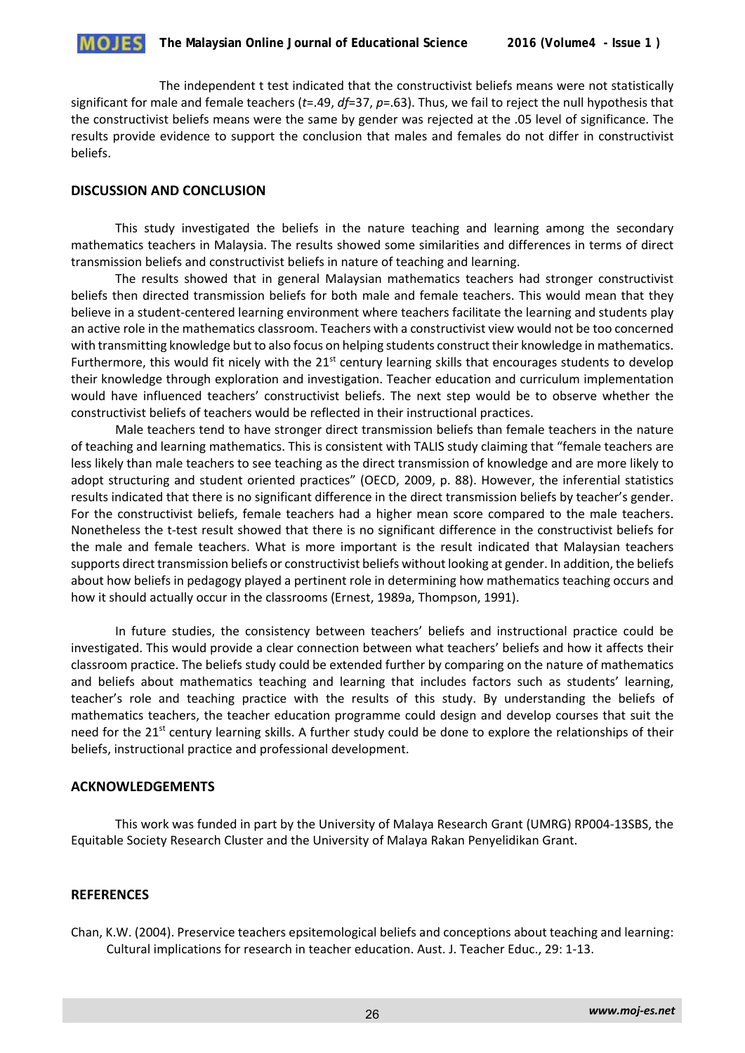The independent t test indicated that the constructivist beliefs means were not statistically significant for male and female teachers ($t$=.49, $df$=37, $p$=.63). Thus, we fail to reject the null hypothesis that the constructivist beliefs means were the same by gender was rejected at the .05 level of significance. The results provide evidence to support the conclusion that males and females do not differ in constructivist beliefs.

## DISCUSSION AND CONCLUSION

This study investigated the beliefs in the nature teaching and learning among the secondary mathematics teachers in Malaysia. The results showed some similarities and differences in terms of direct transmission beliefs and constructivist beliefs in nature of teaching and learning.

The results showed that in general Malaysian mathematics teachers had stronger constructivist beliefs then directed transmission beliefs for both male and female teachers. This would mean that they believe in a student-centered learning environment where teachers facilitate the learning and students play an active role in the mathematics classroom. Teachers with a constructivist view would not be too concerned with transmitting knowledge but to also focus on helping students construct their knowledge in mathematics. Furthermore, this would fit nicely with the 21st century learning skills that encourages students to develop their knowledge through exploration and investigation. Teacher education and curriculum implementation would have influenced teachers' constructivist beliefs. The next step would be to observe whether the constructivist beliefs of teachers would be reflected in their instructional practices.

Male teachers tend to have stronger direct transmission beliefs than female teachers in the nature of teaching and learning mathematics. This is consistent with TALIS study claiming that "female teachers are less likely than male teachers to see teaching as the direct transmission of knowledge and are more likely to adopt structuring and student oriented practices" (OECD, 2009, p. 88). However, the inferential statistics results indicated that there is no significant difference in the direct transmission beliefs by teacher's gender. For the constructivist beliefs, female teachers had a higher mean score compared to the male teachers. Nonetheless the t-test result showed that there is no significant difference in the constructivist beliefs for the male and female teachers. What is more important is the result indicated that Malaysian teachers supports direct transmission beliefs or constructivist beliefs without looking at gender. In addition, the beliefs about how beliefs in pedagogy played a pertinent role in determining how mathematics teaching occurs and how it should actually occur in the classrooms (Ernest, 1989a, Thompson, 1991).

In future studies, the consistency between teachers' beliefs and instructional practice could be investigated. This would provide a clear connection between what teachers' beliefs and how it affects their classroom practice. The beliefs study could be extended further by comparing on the nature of mathematics and beliefs about mathematics teaching and learning that includes factors such as students' learning, teacher's role and teaching practice with the results of this study. By understanding the beliefs of mathematics teachers, the teacher education programme could design and develop courses that suit the need for the 21st century learning skills. A further study could be done to explore the relationships of their beliefs, instructional practice and professional development.

## ACKNOWLEDGEMENTS

This work was funded in part by the University of Malaya Research Grant (UMRG) RP004-13SBS, the Equitable Society Research Cluster and the University of Malaya Rakan Penyelidikan Grant.

## REFERENCES

Chan, K.W. (2004). Preservice teachers epsitemological beliefs and conceptions about teaching and learning: Cultural implications for research in teacher education. Aust. J. Teacher Educ., 29: 1-13.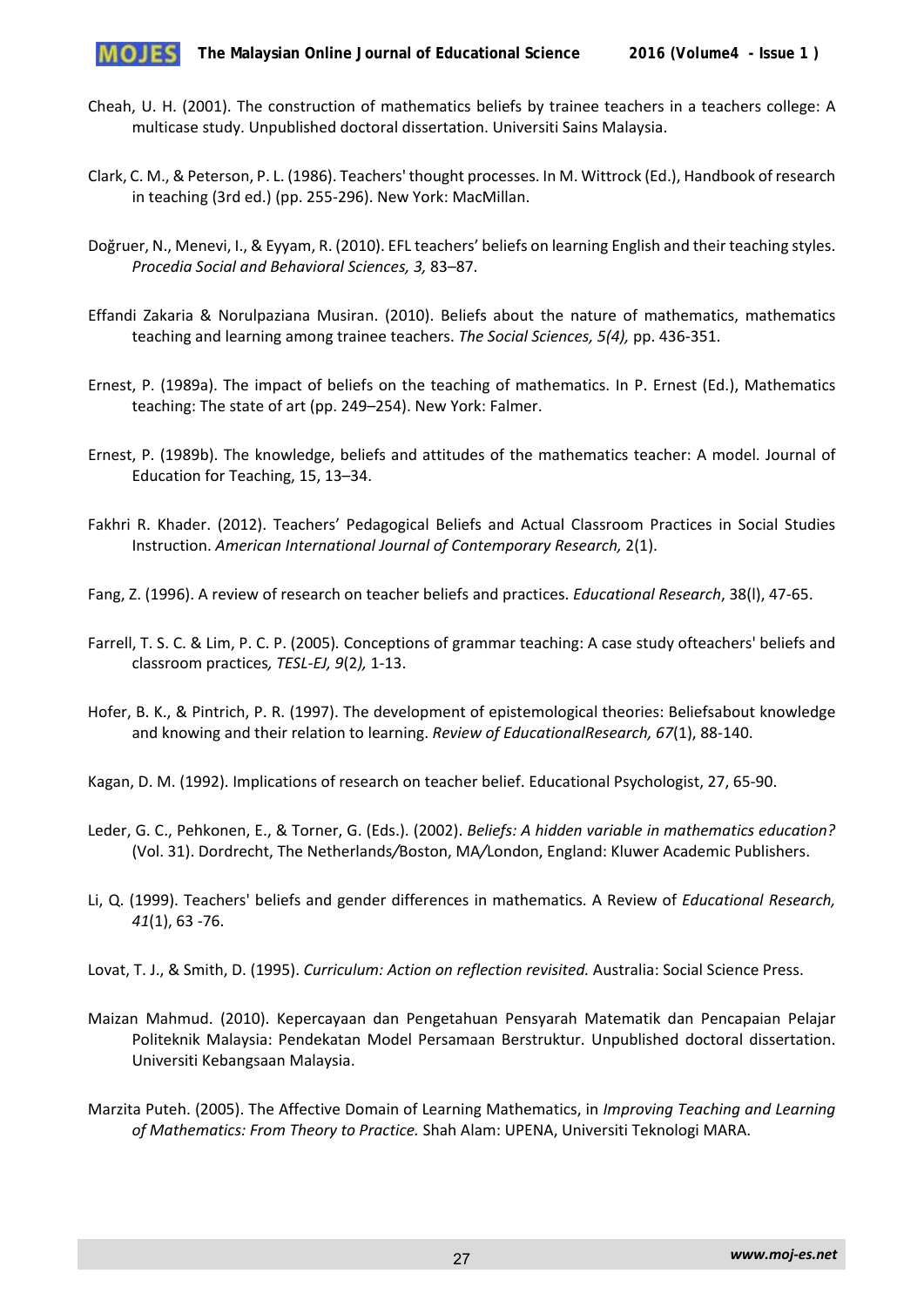Cheah, U. H. (2001). The construction of mathematics beliefs by trainee teachers in a teachers college: A multicase study. Unpublished doctoral dissertation. Universiti Sains Malaysia.

Clark, C. M., & Peterson, P. L. (1986). Teachers' thought processes. In M. Wittrock (Ed.), Handbook of research in teaching (3rd ed.) (pp. 255-296). New York: MacMillan.

Doğruer, N., Menevi, I., & Eyyam, R. (2010). EFL teachers' beliefs on learning English and their teaching styles. *Procedia Social and Behavioral Sciences, 3,* 83–87.

Effandi Zakaria & Norulpaziana Musiran. (2010). Beliefs about the nature of mathematics, mathematics teaching and learning among trainee teachers. *The Social Sciences, 5(4),* pp. 436-351.

Ernest, P. (1989a). The impact of beliefs on the teaching of mathematics. In P. Ernest (Ed.), Mathematics teaching: The state of art (pp. 249–254). New York: Falmer.

Ernest, P. (1989b). The knowledge, beliefs and attitudes of the mathematics teacher: A model. Journal of Education for Teaching, 15, 13–34.

Fakhri R. Khader. (2012). Teachers' Pedagogical Beliefs and Actual Classroom Practices in Social Studies Instruction. *American International Journal of Contemporary Research,* 2(1).

Fang, Z. (1996). A review of research on teacher beliefs and practices. *Educational Research*, 38(l), 47-65.

Farrell, T. S. C. & Lim, P. C. P. (2005). Conceptions of grammar teaching: A case study ofteachers' beliefs and classroom practices*, TESL-EJ, 9*(2*),* 1-13.

Hofer, B. K., & Pintrich, P. R. (1997). The development of epistemological theories: Beliefsabout knowledge and knowing and their relation to learning. *Review of EducationalResearch, 67*(1), 88-140.

Kagan, D. M. (1992). Implications of research on teacher belief. Educational Psychologist, 27, 65-90.

Leder, G. C., Pehkonen, E., & Torner, G. (Eds.). (2002). *Beliefs: A hidden variable in mathematics education?* (Vol. 31). Dordrecht, The Netherlands/Boston, MA/London, England: Kluwer Academic Publishers.

Li, Q. (1999). Teachers' beliefs and gender differences in mathematics. A Review of *Educational Research, 41*(1), 63 -76.

Lovat, T. J., & Smith, D. (1995). *Curriculum: Action on reflection revisited.* Australia: Social Science Press.

Maizan Mahmud. (2010). Kepercayaan dan Pengetahuan Pensyarah Matematik dan Pencapaian Pelajar Politeknik Malaysia: Pendekatan Model Persamaan Berstruktur. Unpublished doctoral dissertation. Universiti Kebangsaan Malaysia.

Marzita Puteh. (2005). The Affective Domain of Learning Mathematics, in *Improving Teaching and Learning of Mathematics: From Theory to Practice.* Shah Alam: UPENA, Universiti Teknologi MARA.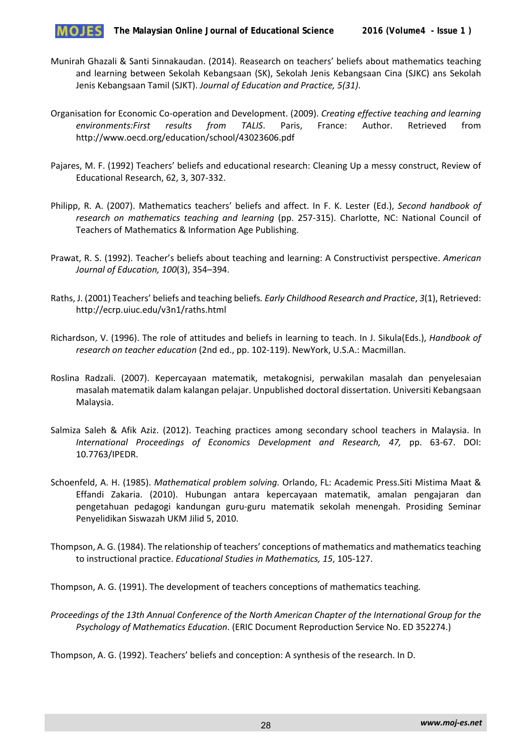Munirah Ghazali & Santi Sinnakaudan. (2014). Reasearch on teachers' beliefs about mathematics teaching and learning between Sekolah Kebangsaan (SK), Sekolah Jenis Kebangsaan Cina (SJKC) ans Sekolah Jenis Kebangsaan Tamil (SJKT). *Journal of Education and Practice, 5(31)*.

Organisation for Economic Co-operation and Development. (2009). *Creating effective teaching and learning environments:First results from TALIS*. Paris, France: Author. Retrieved from http://www.oecd.org/education/school/43023606.pdf

Pajares, M. F. (1992) Teachers' beliefs and educational research: Cleaning Up a messy construct, Review of Educational Research, 62, 3, 307-332.

Philipp, R. A. (2007). Mathematics teachers' beliefs and affect. In F. K. Lester (Ed.), *Second handbook of research on mathematics teaching and learning* (pp. 257-315). Charlotte, NC: National Council of Teachers of Mathematics & Information Age Publishing.

Prawat, R. S. (1992). Teacher's beliefs about teaching and learning: A Constructivist perspective. *American Journal of Education, 100*(3), 354–394.

Raths, J. (2001) Teachers' beliefs and teaching beliefs. *Early Childhood Research and Practice*, *3*(1), Retrieved: http://ecrp.uiuc.edu/v3n1/raths.html

Richardson, V. (1996). The role of attitudes and beliefs in learning to teach. In J. Sikula(Eds.), *Handbook of research on teacher education* (2nd ed., pp. 102-119). NewYork, U.S.A.: Macmillan.

Roslina Radzali. (2007). Kepercayaan matematik, metakognisi, perwakilan masalah dan penyelesaian masalah matematik dalam kalangan pelajar. Unpublished doctoral dissertation. Universiti Kebangsaan Malaysia.

Salmiza Saleh & Afik Aziz. (2012). Teaching practices among secondary school teachers in Malaysia. In *International Proceedings of Economics Development and Research, 47,* pp. 63-67. DOI: 10.7763/IPEDR.

Schoenfeld, A. H. (1985). *Mathematical problem solving.* Orlando, FL: Academic Press.Siti Mistima Maat & Effandi Zakaria. (2010). Hubungan antara kepercayaan matematik, amalan pengajaran dan pengetahuan pedagogi kandungan guru-guru matematik sekolah menengah. Prosiding Seminar Penyelidikan Siswazah UKM Jilid 5, 2010.

Thompson, A. G. (1984). The relationship of teachers' conceptions of mathematics and mathematics teaching to instructional practice. *Educational Studies in Mathematics, 15*, 105-127.

Thompson, A. G. (1991). The development of teachers conceptions of mathematics teaching.

*Proceedings of the 13th Annual Conference of the North American Chapter of the International Group for the Psychology of Mathematics Education*. (ERIC Document Reproduction Service No. ED 352274.)

Thompson, A. G. (1992). Teachers' beliefs and conception: A synthesis of the research. In D.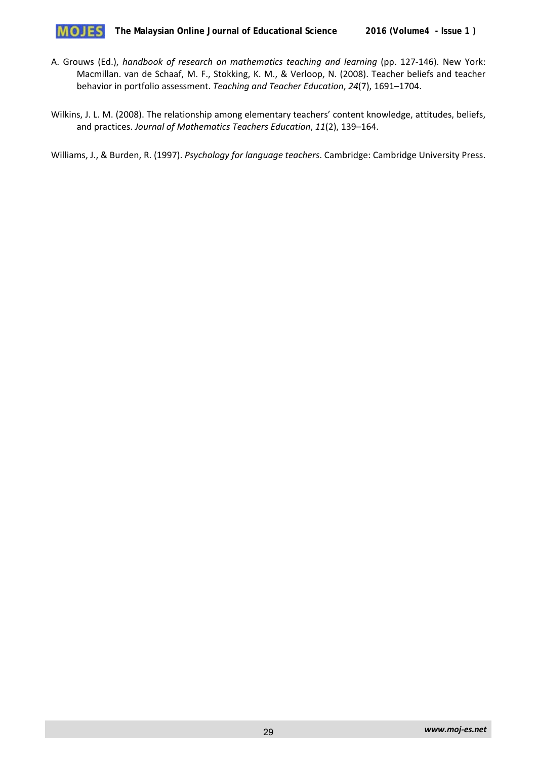A. Grouws (Ed.), *handbook of research on mathematics teaching and learning* (pp. 127-146). New York: Macmillan. van de Schaaf, M. F., Stokking, K. M., & Verloop, N. (2008). Teacher beliefs and teacher behavior in portfolio assessment. *Teaching and Teacher Education*, *24*(7), 1691–1704.

Wilkins, J. L. M. (2008). The relationship among elementary teachers' content knowledge, attitudes, beliefs, and practices. *Journal of Mathematics Teachers Education*, *11*(2), 139–164.

Williams, J., & Burden, R. (1997). *Psychology for language teachers*. Cambridge: Cambridge University Press.